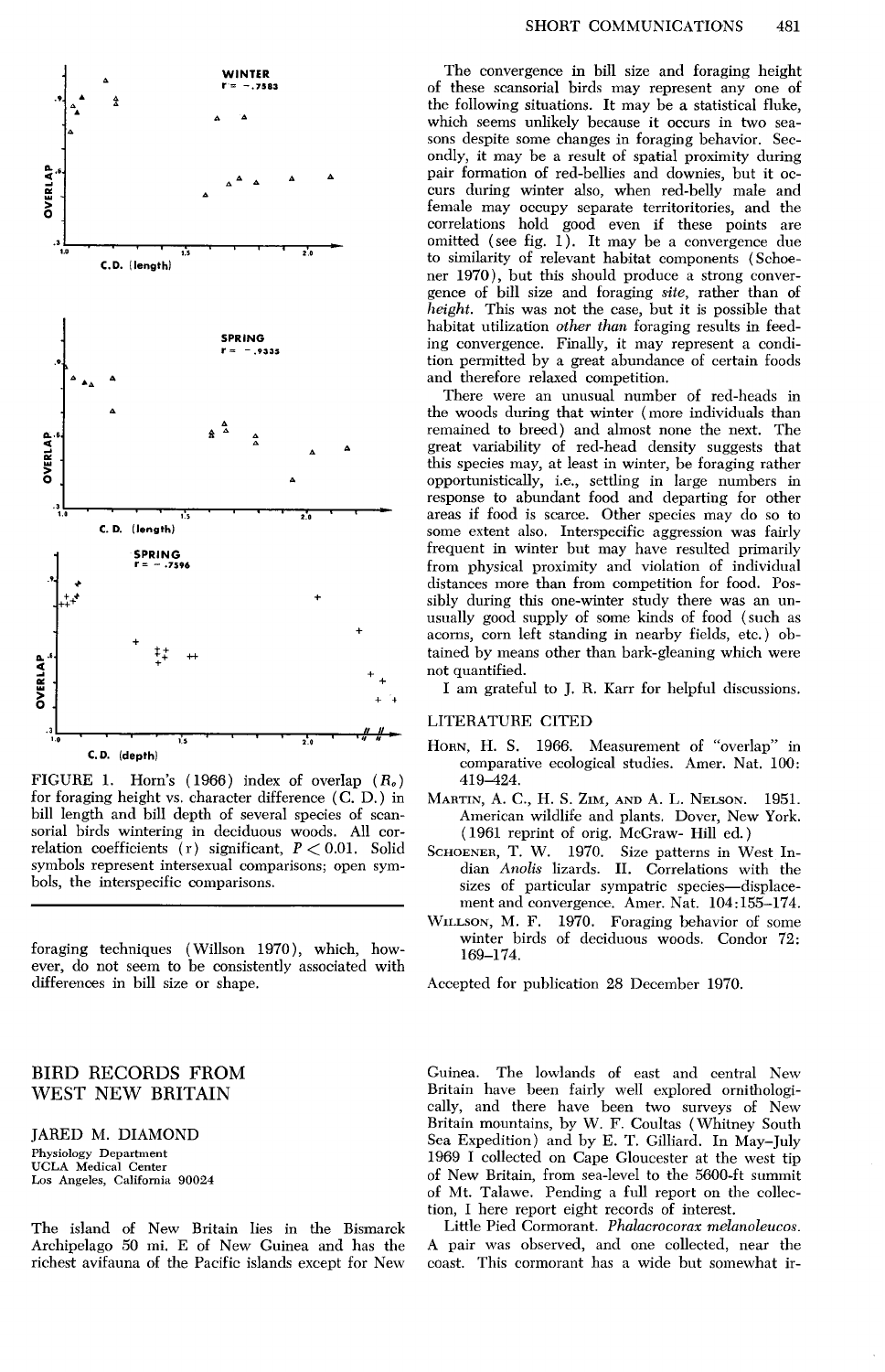FIGURE 1. Horn's (1966) index of overlap ($R_o$) for foraging height vs. character difference (C. D.) in bill length and bill depth of several species of scansorial birds wintering in deciduous woods. All correlation coefficients (r) significant, $P < 0.01$. Solid symbols represent intersexual comparisons; open symbols, the interspecific comparisons.

foraging techniques (Willson 1970), which, however, do not seem to be consistently associated with differences in bill size or shape.

The convergence in bill size and foraging height of these scansorial birds may represent any one of the following situations. It may be a statistical fluke, which seems unlikely because it occurs in two seasons despite some changes in foraging behavior. Secondly, it may be a result of spatial proximity during pair formation of red-bellies and downies, but it occurs during winter also, when red-belly male and female may occupy separate territories, and the correlations hold good even if these points are omitted (see fig. 1). It may be a convergence due to similarity of relevant habitat components (Schoener 1970), but this should produce a strong convergence of bill size and foraging *site*, rather than of *height*. This was not the case, but it is possible that habitat utilization *other than* foraging results in feeding convergence. Finally, it may represent a condition permitted by a great abundance of certain foods and therefore relaxed competition.

There were an unusual number of red-heads in the woods during that winter (more individuals than remained to breed) and almost none the next. The great variability of red-head density suggests that this species may, at least in winter, be foraging rather opportunistically, i.e., settling in large numbers in response to abundant food and departing for other areas if food is scarce. Other species may do so to some extent also. Interspecific aggression was fairly frequent in winter but may have resulted primarily from physical proximity and violation of individual distances more than from competition for food. Possibly during this one-winter study there was an unusually good supply of some kinds of food (such as acorns, corn left standing in nearby fields, etc.) obtained by means other than bark-gleaning which were not quantified.

I am grateful to J. R. Karr for helpful discussions.

## LITERATURE CITED

Horn, H. S. 1966. Measurement of "overlap" in comparative ecological studies. Amer. Nat. 100: 419–424.

Martin, A. C., H. S. Zim, and A. L. Nelson. 1951. American wildlife and plants. Dover, New York. (1961 reprint of orig. McGraw- Hill ed.)

Schoener, T. W. 1970. Size patterns in West Indian *Anolis* lizards. II. Correlations with the sizes of particular sympatric species—displacement and convergence. Amer. Nat. 104:155–174.

Willson, M. F. 1970. Foraging behavior of some winter birds of deciduous woods. Condor 72: 169–174.

Accepted for publication 28 December 1970.

# BIRD RECORDS FROM WEST NEW BRITAIN

JARED M. DIAMOND
Physiology Department
UCLA Medical Center
Los Angeles, California 90024

The island of New Britain lies in the Bismarck Archipelago 50 mi. E of New Guinea and has the richest avifauna of the Pacific islands except for New Guinea. The lowlands of east and central New Britain have been fairly well explored ornithologically, and there have been two surveys of New Britain mountains, by W. F. Coultas (Whitney South Sea Expedition) and by E. T. Gilliard. In May–July 1969 I collected on Cape Gloucester at the west tip of New Britain, from sea-level to the 5600-ft summit of Mt. Talawe. Pending a full report on the collection, I here report eight records of interest.

Little Pied Cormorant. *Phalacrocorax melanoleucos*. A pair was observed, and one collected, near the coast. This cormorant has a wide but somewhat ir-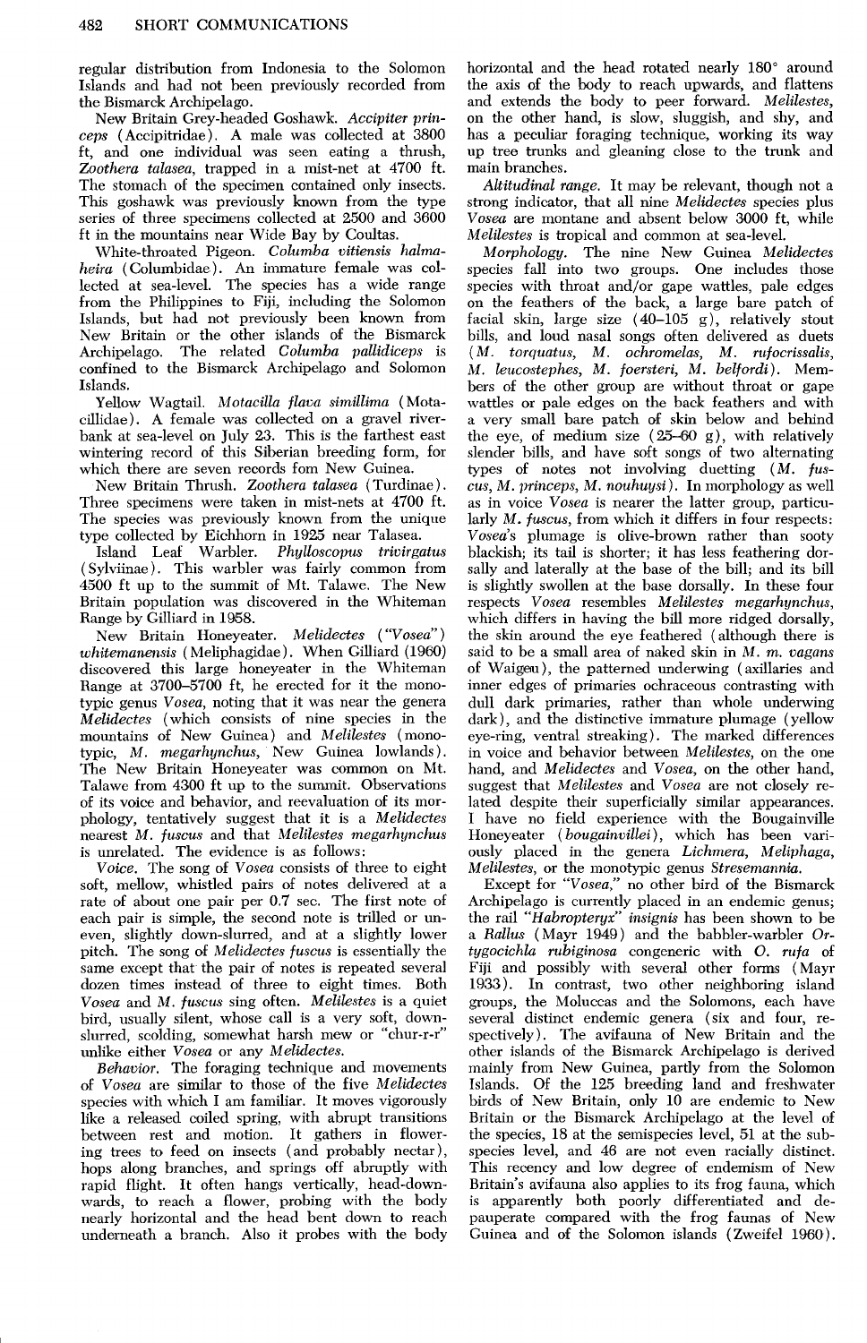regular distribution from Indonesia to the Solomon Islands and had not been previously recorded from the Bismarck Archipelago.

New Britain Grey-headed Goshawk. *Accipiter princeps* (Accipitridae). A male was collected at 3800 ft, and one individual was seen eating a thrush, *Zoothera talasea*, trapped in a mist-net at 4700 ft. The stomach of the specimen contained only insects. This goshawk was previously known from the type series of three specimens collected at 2500 and 3600 ft in the mountains near Wide Bay by Coultas.

White-throated Pigeon. *Columba vitiensis halmaheira* (Columbidae). An immature female was collected at sea-level. The species has a wide range from the Philippines to Fiji, including the Solomon Islands, but had not previously been known from New Britain or the other islands of the Bismarck Archipelago. The related *Columba pallidiceps* is confined to the Bismarck Archipelago and Solomon Islands.

Yellow Wagtail. *Motacilla flava simillima* (Motacillidae). A female was collected on a gravel riverbank at sea-level on July 23. This is the farthest east wintering record of this Siberian breeding form, for which there are seven records fom New Guinea.

New Britain Thrush. *Zoothera talasea* (Turdinae). Three specimens were taken in mist-nets at 4700 ft. The species was previously known from the unique type collected by Eichhorn in 1925 near Talasea.

Island Leaf Warbler. *Phylloscopus trivirgatus* (Sylviinae). This warbler was fairly common from 4500 ft up to the summit of Mt. Talawe. The New Britain population was discovered in the Whiteman Range by Gilliard in 1958.

New Britain Honeyeater. *Melidectes* ("*Vosea*") *whitemanensis* (Meliphagidae). When Gilliard (1960) discovered this large honeyeater in the Whiteman Range at 3700–5700 ft, he erected for it the monotypic genus *Vosea*, noting that it was near the genera *Melidectes* (which consists of nine species in the mountains of New Guinea) and *Melilestes* (monotypic, *M. megarhynchus*, New Guinea lowlands). The New Britain Honeyeater was common on Mt. Talawe from 4300 ft up to the summit. Observations of its voice and behavior, and reevaluation of its morphology, tentatively suggest that it is a *Melidectes* nearest *M. fuscus* and that *Melilestes megarhynchus* is unrelated. The evidence is as follows:

*Voice*. The song of *Vosea* consists of three to eight soft, mellow, whistled pairs of notes delivered at a rate of about one pair per 0.7 sec. The first note of each pair is simple, the second note is trilled or uneven, slightly down-slurred, and at a slightly lower pitch. The song of *Melidectes fuscus* is essentially the same except that the pair of notes is repeated several dozen times instead of three to eight times. Both *Vosea* and *M. fuscus* sing often. *Melilestes* is a quiet bird, usually silent, whose call is a very soft, down-slurred, scolding, somewhat harsh mew or "chur-r-r" unlike either *Vosea* or any *Melidectes*.

*Behavior*. The foraging technique and movements of *Vosea* are similar to those of the five *Melidectes* species with which I am familiar. It moves vigorously like a released coiled spring, with abrupt transitions between rest and motion. It gathers in flowering trees to feed on insects (and probably nectar), hops along branches, and springs off abruptly with rapid flight. It often hangs vertically, head-downwards, to reach a flower, probing with the body nearly horizontal and the head bent down to reach underneath a branch. Also it probes with the body horizontal and the head rotated nearly 180° around the axis of the body to reach upwards, and flattens and extends the body to peer forward. *Melilestes*, on the other hand, is slow, sluggish, and shy, and has a peculiar foraging technique, working its way up tree trunks and gleaning close to the trunk and main branches.

*Altitudinal range*. It may be relevant, though not a strong indicator, that all nine *Melidectes* species plus *Vosea* are montane and absent below 3000 ft, while *Melilestes* is tropical and common at sea-level.

*Morphology*. The nine New Guinea *Melidectes* species fall into two groups. One includes those species with throat and/or gape wattles, pale edges on the feathers of the back, a large bare patch of facial skin, large size (40–105 g), relatively stout bills, and loud nasal songs often delivered as duets (*M. torquatus, M. ochromelas, M. rufocrissalis, M. leucostephes, M. foersteri, M. belfordi*). Members of the other group are without throat or gape wattles or pale edges on the back feathers and with a very small bare patch of skin below and behind the eye, of medium size (25–60 g), with relatively slender bills, and have soft songs of two alternating types of notes not involving duetting (*M. fuscus, M. princeps, M. nouhuysi*). In morphology as well as in voice *Vosea* is nearer the latter group, particularly *M. fuscus*, from which it differs in four respects: *Vosea*'s plumage is olive-brown rather than sooty blackish; its tail is shorter; it has less feathering dorsally and laterally at the base of the bill; and its bill is slightly swollen at the base dorsally. In these four respects *Vosea* resembles *Melilestes megarhynchus*, which differs in having the bill more ridged dorsally, the skin around the eye feathered (although there is said to be a small area of naked skin in *M. m. vagans* of Waigeu), the patterned underwing (axillaries and inner edges of primaries ochraceous contrasting with dull dark primaries, rather than whole underwing dark), and the distinctive immature plumage (yellow eye-ring, ventral streaking). The marked differences in voice and behavior between *Melilestes*, on the one hand, and *Melidectes* and *Vosea*, on the other hand, suggest that *Melilestes* and *Vosea* are not closely related despite their superficially similar appearances. I have no field experience with the Bougainville Honeyeater (*bougainvillei*), which has been variously placed in the genera *Lichmera, Meliphaga, Melilestes*, or the monotypic genus *Stresemannia*.

Except for "*Vosea*," no other bird of the Bismarck Archipelago is currently placed in an endemic genus; the rail "*Habropteryx*" *insignis* has been shown to be a *Rallus* (Mayr 1949) and the babbler-warbler *Ortygocichla rubiginosa* congeneric with *O. rufa* of Fiji and possibly with several other forms (Mayr 1933). In contrast, two other neighboring island groups, the Moluccas and the Solomons, each have several distinct endemic genera (six and four, respectively). The avifauna of New Britain and the other islands of the Bismarck Archipelago is derived mainly from New Guinea, partly from the Solomon Islands. Of the 125 breeding land and freshwater birds of New Britain, only 10 are endemic to New Britain or the Bismarck Archipelago at the level of the species, 18 at the semispecies level, 51 at the subspecies level, and 46 are not even racially distinct. This recency and low degree of endemism of New Britain's avifauna also applies to its frog fauna, which is apparently both poorly differentiated and depauperate compared with the frog faunas of New Guinea and of the Solomon islands (Zweifel 1960).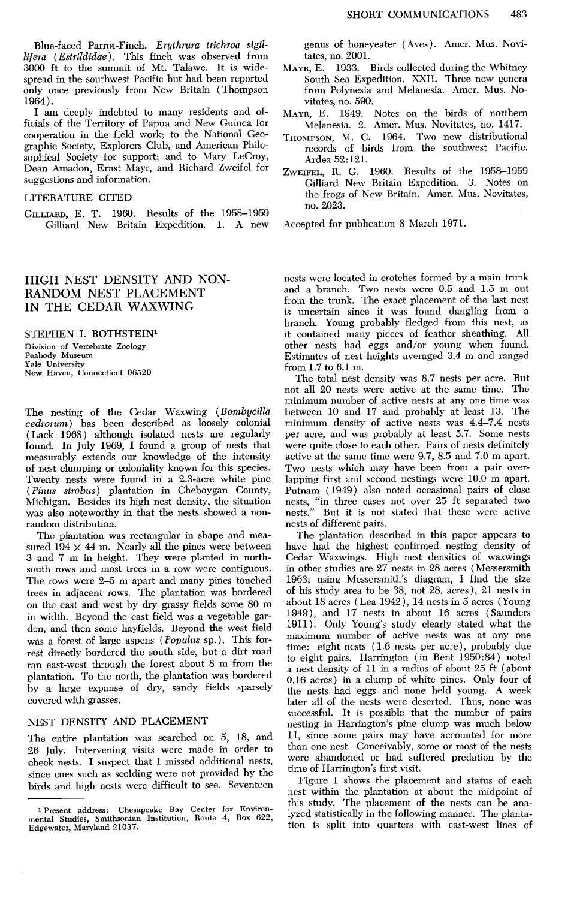Blue-faced Parrot-Finch. *Erythrura trichroa sigillifera* (*Estrildidae*). This finch was observed from 3000 ft to the summit of Mt. Talawe. It is widespread in the southwest Pacific but had been reported only once previously from New Britain (Thompson 1964).

I am deeply indebted to many residents and officials of the Territory of Papua and New Guinea for cooperation in the field work; to the National Geographic Society, Explorers Club, and American Philosophical Society for support; and to Mary LeCroy, Dean Amadon, Ernst Mayr, and Richard Zweifel for suggestions and information.

## LITERATURE CITED

GILLIARD, E. T. 1960. Results of the 1958–1959 Gilliard New Britain Expedition. 1. A new genus of honeyeater (Aves). Amer. Mus. Novitates, no. 2001.

MAYR, E. 1933. Birds collected during the Whitney South Sea Expedition. XXII. Three new genera from Polynesia and Melanesia. Amer. Mus. Novitates, no. 590.

MAYR, E. 1949. Notes on the birds of northern Melanesia. 2. Amer. Mus. Novitates, no. 1417.

THOMPSON, M. C. 1964. Two new distributional records of birds from the southwest Pacific. Ardea 52:121.

ZWEIFEL, R. G. 1960. Results of the 1958–1959 Gilliard New Britain Expedition. 3. Notes on the frogs of New Britain. Amer. Mus. Novitates, no. 2023.

Accepted for publication 8 March 1971.

# HIGH NEST DENSITY AND NON-RANDOM NEST PLACEMENT IN THE CEDAR WAXWING

STEPHEN I. ROTHSTEIN[1]

Division of Vertebrate Zoology
Peabody Museum
Yale University
New Haven, Connecticut 06520

The nesting of the Cedar Waxwing (*Bombycilla cedrorum*) has been described as loosely colonial (Lack 1968) although isolated nests are regularly found. In July 1969, I found a group of nests that measurably extends our knowledge of the intensity of nest clumping or coloniality known for this species. Twenty nests were found in a 2.3-acre white pine (*Pinus strobus*) plantation in Cheboygan County, Michigan. Besides its high nest density, the situation was also noteworthy in that the nests showed a nonrandom distribution.

The plantation was rectangular in shape and measured 194 × 44 m. Nearly all the pines were between 3 and 7 m in height. They were planted in north-south rows and most trees in a row were contiguous. The rows were 2–5 m apart and many pines touched trees in adjacent rows. The plantation was bordered on the east and west by dry grassy fields some 80 m in width. Beyond the east field was a vegetable garden, and then some hayfields. Beyond the west field was a forest of large aspens (*Populus* sp.). This forest directly bordered the south side, but a dirt road ran east-west through the forest about 8 m from the plantation. To the north, the plantation was bordered by a large expanse of dry, sandy fields sparsely covered with grasses.

## NEST DENSITY AND PLACEMENT

The entire plantation was searched on 5, 18, and 26 July. Intervening visits were made in order to check nests. I suspect that I missed additional nests, since cues such as scolding were not provided by the birds and high nests were difficult to see. Seventeen nests were located in crotches formed by a main trunk and a branch. Two nests were 0.5 and 1.5 m out from the trunk. The exact placement of the last nest is uncertain since it was found dangling from a branch. Young probably fledged from this nest, as it contained many pieces of feather sheathing. All other nests had eggs and/or young when found. Estimates of nest heights averaged 3.4 m and ranged from 1.7 to 6.1 m.

The total nest density was 8.7 nests per acre. But not all 20 nests were active at the same time. The minimum number of active nests at any one time was between 10 and 17 and probably at least 13. The minimum density of active nests was 4.4–7.4 nests per acre, and was probably at least 5.7. Some nests were quite close to each other. Pairs of nests definitely active at the same time were 9.7, 8.5 and 7.0 m apart. Two nests which may have been from a pair overlapping first and second nestings were 10.0 m apart. Putnam (1949) also noted occasional pairs of close nests, "in three cases not over 25 ft separated two nests." But it is not stated that these were active nests of different pairs.

The plantation described in this paper appears to have had the highest confirmed nesting density of Cedar Waxwings. High nest densities of waxwings in other studies are 27 nests in 28 acres (Messersmith 1963; using Messersmith's diagram, I find the size of his study area to be 38, not 28, acres), 21 nests in about 18 acres (Lea 1942), 14 nests in 5 acres (Young 1949), and 17 nests in about 16 acres (Saunders 1911). Only Young's study clearly stated what the maximum number of active nests was at any one time: eight nests (1.6 nests per acre), probably due to eight pairs. Harrington (in Bent 1950:84) noted a nest density of 11 in a radius of about 25 ft (about 0.16 acres) in a clump of white pines. Only four of the nests had eggs and none held young. A week later all of the nests were deserted. Thus, none was successful. It is possible that the number of pairs nesting in Harrington's pine clump was much below 11, since some pairs may have accounted for more than one nest. Conceivably, some or most of the nests were abandoned or had suffered predation by the time of Harrington's first visit.

Figure 1 shows the placement and status of each nest within the plantation at about the midpoint of this study. The placement of the nests can be analyzed statistically in the following manner. The plantation is split into quarters with east-west lines of

[1] Present address: Chesapeake Bay Center for Environmental Studies, Smithsonian Institution, Route 4, Box 622, Edgewater, Maryland 21037.